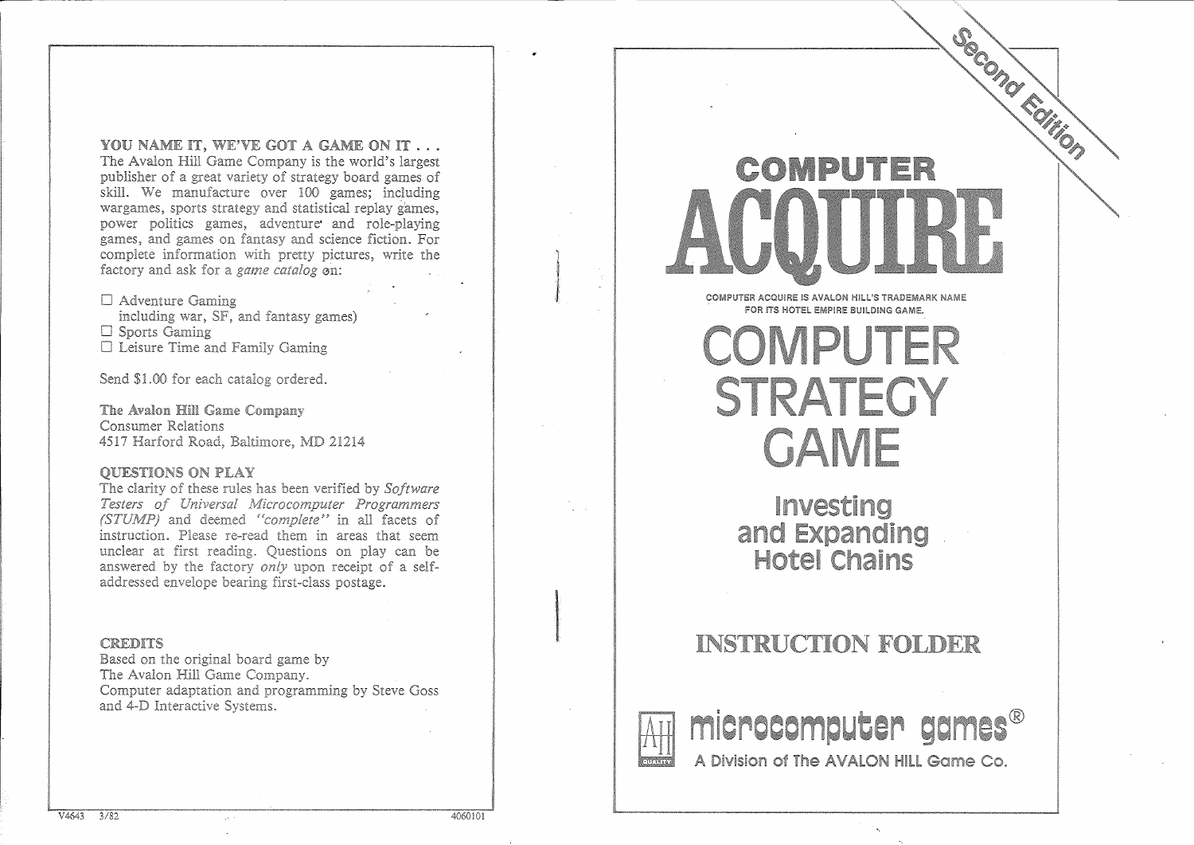**YOU NAME IT, WE'VE GOT A GAME ON IT . . .**
The Avalon Hill Game Company is the world's largest publisher of a great variety of strategy board games of skill. We manufacture over 100 games; including wargames, sports strategy and statistical replay games, power politics games, adventure and role-playing games, and games on fantasy and science fiction. For complete information with pretty pictures, write the factory and ask for a *game catalog* on:

- ☐ Adventure Gaming including war, SF, and fantasy games)
- ☐ Sports Gaming
- ☐ Leisure Time and Family Gaming

Send $1.00 for each catalog ordered.

**The Avalon Hill Game Company**
Consumer Relations
4517 Harford Road, Baltimore, MD 21214

## QUESTIONS ON PLAY

The clarity of these rules has been verified by *Software Testers of Universal Microcomputer Programmers (STUMP)* and deemed *"complete"* in all facets of instruction. Please re-read them in areas that seem unclear at first reading. Questions on play can be answered by the factory *only* upon receipt of a self-addressed envelope bearing first-class postage.

## CREDITS

Based on the original board game by
The Avalon Hill Game Company.
Computer adaptation and programming by Steve Goss and 4-D Interactive Systems.

V4643 3/82 4060101

*Second Edition*

# COMPUTER ACQUIRE

COMPUTER ACQUIRE IS AVALON HILL'S TRADEMARK NAME FOR ITS HOTEL EMPIRE BUILDING GAME.

# COMPUTER STRATEGY GAME

## Investing and Expanding Hotel Chains

## INSTRUCTION FOLDER

AH QUALITY

**microcomputer games®**
A Division of The AVALON HILL Game Co.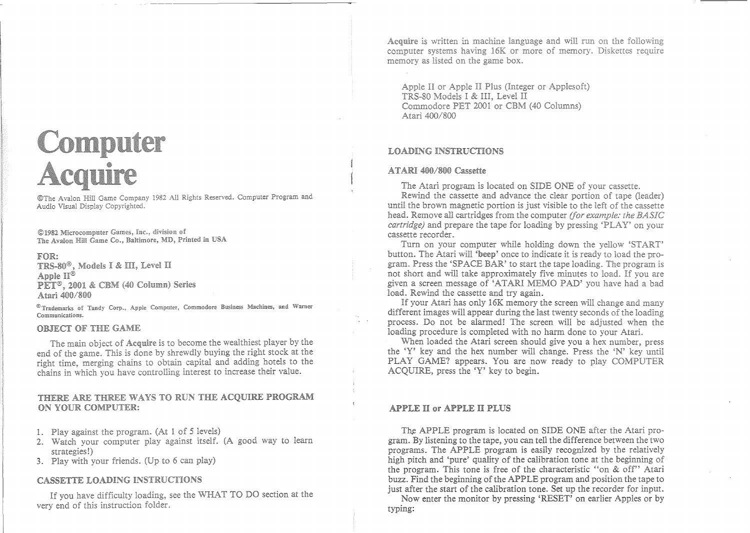# Computer Acquire

©The Avalon Hill Game Company 1982 All Rights Reserved. Computer Program and Audio Visual Display Copyrighted.

©1982 Microcomputer Games, Inc., division of The Avalon Hill Game Co., Baltimore, MD, Printed in USA

**FOR:**
**TRS-80®, Models I & III, Level II**
**Apple II®**
**PET®, 2001 & CBM (40 Column) Series**
**Atari 400/800**

®Trademarks of Tandy Corp., Apple Computer, Commodore Business Machines, and Warner Communications.

## OBJECT OF THE GAME

The main object of **Acquire** is to become the wealthiest player by the end of the game. This is done by shrewdly buying the right stock at the right time, merging chains to obtain capital and adding hotels to the chains in which you have controlling interest to increase their value.

## THERE ARE THREE WAYS TO RUN THE ACQUIRE PROGRAM ON YOUR COMPUTER:

1. Play against the program. (At 1 of 5 levels)
2. Watch your computer play against itself. (A good way to learn strategies!)
3. Play with your friends. (Up to 6 can play)

## CASSETTE LOADING INSTRUCTIONS

If you have difficulty loading, see the WHAT TO DO section at the very end of this instruction folder.

**Acquire** is written in machine language and will run on the following computer systems having 16K or more of memory. Diskettes require memory as listed on the game box.

Apple II or Apple II Plus (Integer or Applesoft)
TRS-80 Models I & III, Level II
Commodore PET 2001 or CBM (40 Columns)
Atari 400/800

## LOADING INSTRUCTIONS

### ATARI 400/800 Cassette

The Atari program is located on SIDE ONE of your cassette.

Rewind the cassette and advance the clear portion of tape (leader) until the brown magnetic portion is just visible to the left of the cassette head. Remove all cartridges from the computer *(for example: the BASIC cartridge)* and prepare the tape for loading by pressing 'PLAY' on your cassette recorder.

Turn on your computer while holding down the yellow 'START' button. The Atari will '**beep**' once to indicate it is ready to load the program. Press the 'SPACE BAR' to start the tape loading. The program is not short and will take approximately five minutes to load. If you are given a screen message of 'ATARI MEMO PAD' you have had a bad load. Rewind the cassette and try again.

If your Atari has only 16K memory the screen will change and many different images will appear during the last twenty seconds of the loading process. Do not be alarmed! The screen will be adjusted when the loading procedure is completed with no harm done to your Atari.

When loaded the Atari screen should give you a hex number, press the 'Y' key and the hex number will change. Press the 'N' key until PLAY GAME? appears. You are now ready to play COMPUTER ACQUIRE, press the 'Y' key to begin.

### APPLE II or APPLE II PLUS

The APPLE program is located on SIDE ONE after the Atari program. By listening to the tape, you can tell the difference between the two programs. The APPLE program is easily recognized by the relatively high pitch and 'pure' quality of the calibration tone at the beginning of the program. This tone is free of the characteristic "on & off" Atari buzz. Find the beginning of the APPLE program and position the tape to just after the start of the calibration tone. Set up the recorder for input.

Now enter the monitor by pressing 'RESET' on earlier Apples or by typing: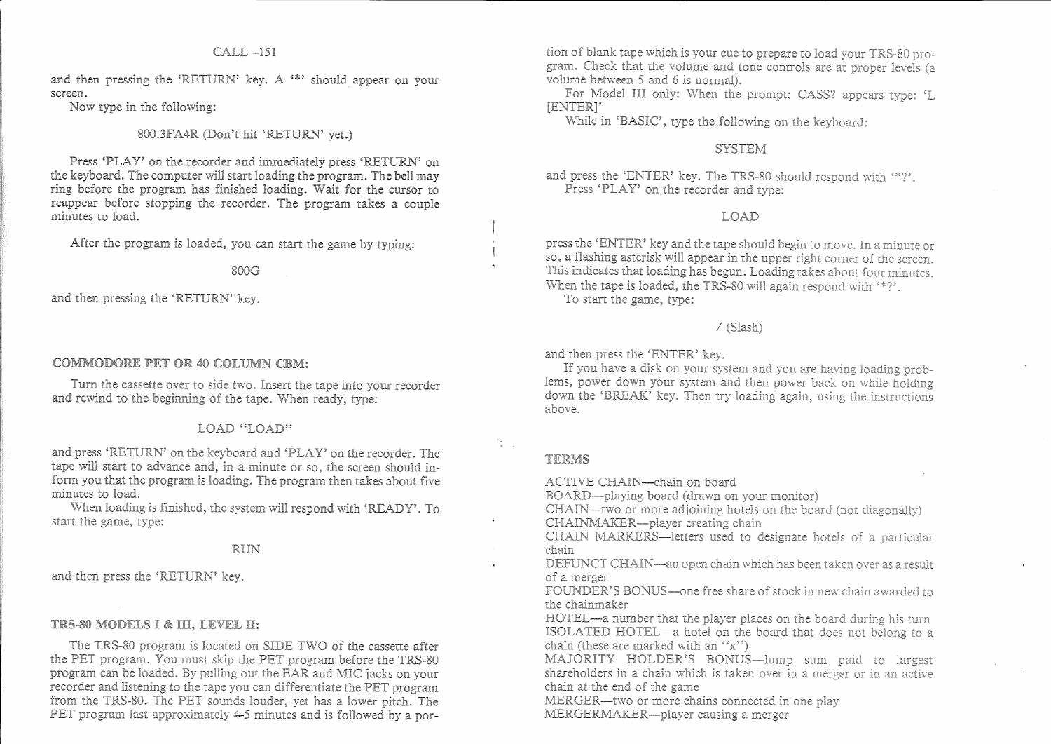CALL -151

and then pressing the 'RETURN' key. A '*' should appear on your screen.

Now type in the following:

800.3FA4R (Don't hit 'RETURN' yet.)

Press 'PLAY' on the recorder and immediately press 'RETURN' on the keyboard. The computer will start loading the program. The bell may ring before the program has finished loading. Wait for the cursor to reappear before stopping the recorder. The program takes a couple minutes to load.

After the program is loaded, you can start the game by typing:

800G

and then pressing the 'RETURN' key.

## COMMODORE PET OR 40 COLUMN CBM:

Turn the cassette over to side two. Insert the tape into your recorder and rewind to the beginning of the tape. When ready, type:

LOAD "LOAD"

and press 'RETURN' on the keyboard and 'PLAY' on the recorder. The tape will start to advance and, in a minute or so, the screen should inform you that the program is loading. The program then takes about five minutes to load.

When loading is finished, the system will respond with 'READY'. To start the game, type:

RUN

and then press the 'RETURN' key.

## TRS-80 MODELS I & III, LEVEL II:

The TRS-80 program is located on SIDE TWO of the cassette after the PET program. You must skip the PET program before the TRS-80 program can be loaded. By pulling out the EAR and MIC jacks on your recorder and listening to the tape you can differentiate the PET program from the TRS-80. The PET sounds louder, yet has a lower pitch. The PET program last approximately 4-5 minutes and is followed by a portion of blank tape which is your cue to prepare to load your TRS-80 program. Check that the volume and tone controls are at proper levels (a volume between 5 and 6 is normal).

For Model III only: When the prompt: CASS? appears type: 'L [ENTER]'

While in 'BASIC', type the following on the keyboard:

SYSTEM

and press the 'ENTER' key. The TRS-80 should respond with '*?'.

Press 'PLAY' on the recorder and type:

LOAD

press the 'ENTER' key and the tape should begin to move. In a minute or so, a flashing asterisk will appear in the upper right corner of the screen. This indicates that loading has begun. Loading takes about four minutes. When the tape is loaded, the TRS-80 will again respond with '*?'.

To start the game, type:

/ (Slash)

and then press the 'ENTER' key.

If you have a disk on your system and you are having loading problems, power down your system and then power back on while holding down the 'BREAK' key. Then try loading again, using the instructions above.

## TERMS

ACTIVE CHAIN—chain on board
BOARD—playing board (drawn on your monitor)
CHAIN—two or more adjoining hotels on the board (not diagonally)
CHAINMAKER—player creating chain
CHAIN MARKERS—letters used to designate hotels of a particular chain
DEFUNCT CHAIN—an open chain which has been taken over as a result of a merger
FOUNDER'S BONUS—one free share of stock in new chain awarded to the chainmaker
HOTEL—a number that the player places on the board during his turn
ISOLATED HOTEL—a hotel on the board that does not belong to a chain (these are marked with an "x")
MAJORITY HOLDER'S BONUS—lump sum paid to largest shareholders in a chain which is taken over in a merger or in an active chain at the end of the game
MERGER—two or more chains connected in one play
MERGERMAKER—player causing a merger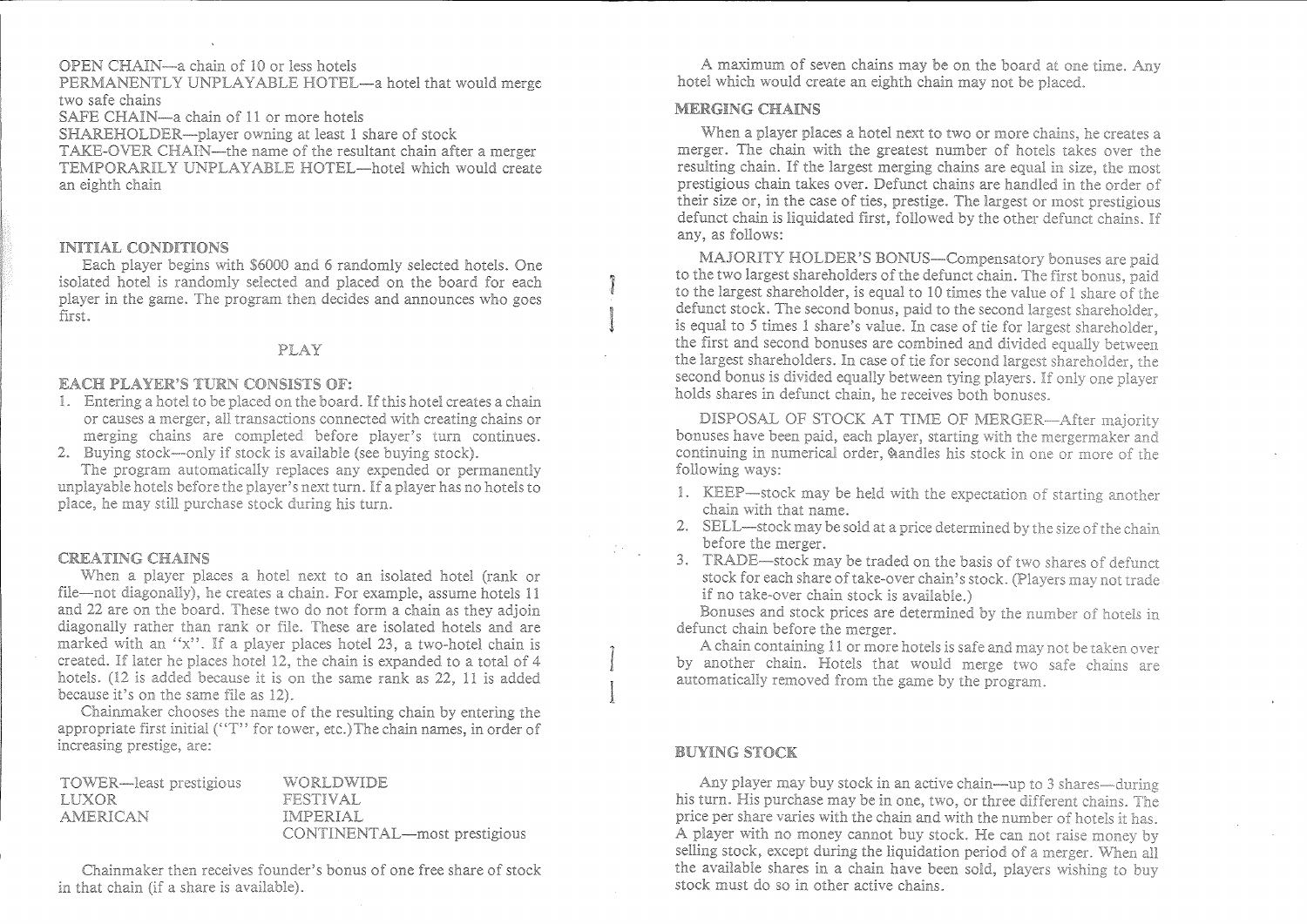OPEN CHAIN—a chain of 10 or less hotels

PERMANENTLY UNPLAYABLE HOTEL—a hotel that would merge two safe chains

SAFE CHAIN—a chain of 11 or more hotels

SHAREHOLDER—player owning at least 1 share of stock

TAKE-OVER CHAIN—the name of the resultant chain after a merger

TEMPORARILY UNPLAYABLE HOTEL—hotel which would create an eighth chain

## INITIAL CONDITIONS

Each player begins with $6000 and 6 randomly selected hotels. One isolated hotel is randomly selected and placed on the board for each player in the game. The program then decides and announces who goes first.

# PLAY

## EACH PLAYER'S TURN CONSISTS OF:

1. Entering a hotel to be placed on the board. If this hotel creates a chain or causes a merger, all transactions connected with existing chains or merging chains are completed before player's turn continues.
2. Buying stock—only if stock is available (see buying stock).

The program automatically replaces any expended or permanently unplayable hotels before the player's next turn. If a player has no hotels to place, he may still purchase stock during his turn.

## CREATING CHAINS

When a player places a hotel next to an isolated hotel (rank or file—not diagonally), he creates a chain. For example, assume hotels 11 and 22 are on the board. These two do not form a chain as they adjoin diagonally rather than rank or file. These are isolated hotels and are marked with an "x". If a player places hotel 23, a two-hotel chain is created. If later he places hotel 12, the chain is expanded to a total of 4 hotels. (12 is added because it is on the same rank as 22, 11 is added because it's on the same file as 12).

Chainmaker chooses the name of the resulting chain by entering the appropriate first initial ("T" for tower, etc.) The chain names, in order of increasing prestige, are:

TOWER—least prestigious
LUXOR
AMERICAN
WORLDWIDE
FESTIVAL
IMPERIAL
CONTINENTAL—most prestigious

Chainmaker then receives founder's bonus of one free share of stock in that chain (if a share is available).

A maximum of seven chains may be on the board at one time. Any hotel which would create an eighth chain may not be placed.

## MERGING CHAINS

When a player places a hotel next to two or more chains, he creates a merger. The chain with the greatest number of hotels takes over the resulting chain. If the largest merging chains are equal in size, the most prestigious chain takes over. Defunct chains are handled in the order of their size or, in the case of ties, prestige. The largest or most prestigious defunct chain is liquidated first, followed by the other defunct chains. If any, as follows:

MAJORITY HOLDER'S BONUS—Compensatory bonuses are paid to the two largest shareholders of the defunct chain. The first bonus, paid to the largest shareholder, is equal to 10 times the value of 1 share of the defunct stock. The second bonus, paid to the second largest shareholder, is equal to 5 times 1 share's value. In case of tie for largest shareholder, the first and second bonuses are combined and divided equally between the largest shareholders. In case of tie for second largest shareholder, the second bonus is divided equally between tying players. If only one player holds shares in defunct chain, he receives both bonuses.

DISPOSAL OF STOCK AT TIME OF MERGER—After majority bonuses have been paid, each player, starting with the mergermaker and continuing in numerical order, handles his stock in one or more of the following ways:

1. KEEP—stock may be held with the expectation of starting another chain with that name.
2. SELL—stock may be sold at a price determined by the size of the chain before the merger.
3. TRADE—stock may be traded on the basis of two shares of defunct stock for each share of take-over chain's stock. (Players may not trade if no take-over chain stock is available.)

Bonuses and stock prices are determined by the number of hotels in defunct chain before the merger.

A chain containing 11 or more hotels is safe and may not be taken over by another chain. Hotels that would merge two safe chains are automatically removed from the game by the program.

## BUYING STOCK

Any player may buy stock in an active chain—up to 3 shares—during his turn. His purchase may be in one, two, or three different chains. The price per share varies with the chain and with the number of hotels it has. A player with no money cannot buy stock. He can not raise money by selling stock, except during the liquidation period of a merger. When all the available shares in a chain have been sold, players wishing to buy stock must do so in other active chains.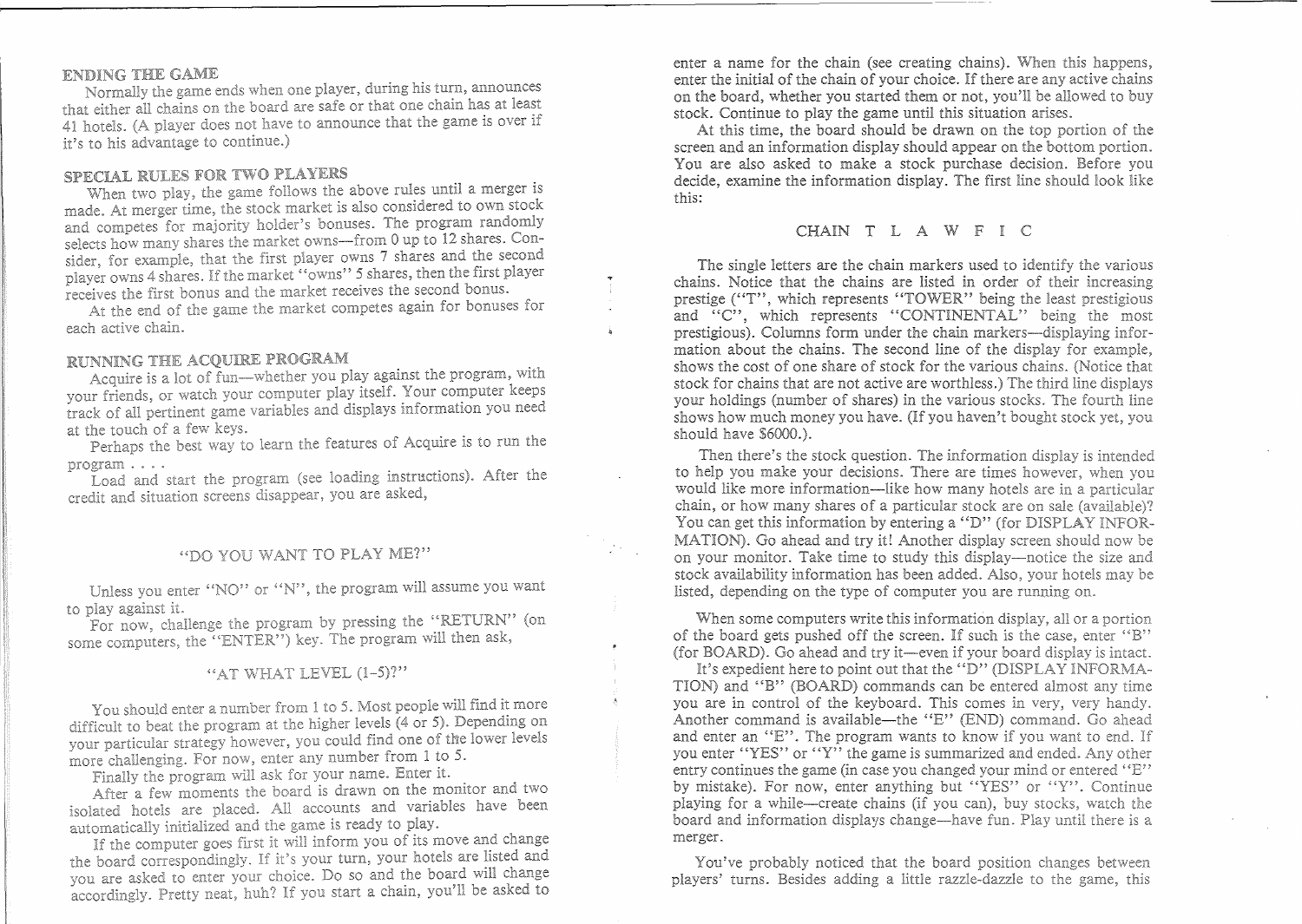## ENDING THE GAME

Normally the game ends when one player, during his turn, announces that either all chains on the board are safe or that one chain has at least 41 hotels. (A player does not have to announce that the game is over if it's to his advantage to continue.)

## SPECIAL RULES FOR TWO PLAYERS

When two play, the game follows the above rules until a merger is made. At merger time, the stock market is also considered to own stock and competes for majority holder's bonuses. The program randomly selects how many shares the market owns—from 0 up to 12 shares. Consider, for example, that the first player owns 7 shares and the second player owns 4 shares. If the market "owns" 5 shares, then the first player receives the first bonus and the market receives the second bonus.

At the end of the game the market competes again for bonuses for each active chain.

## RUNNING THE ACQUIRE PROGRAM

Acquire is a lot of fun—whether you play against the program, with your friends, or watch your computer play itself. Your computer keeps track of all pertinent game variables and displays information you need at the touch of a few keys.

Perhaps the best way to learn the features of Acquire is to run the program . . . .

Load and start the program (see loading instructions). After the credit and situation screens disappear, you are asked,

"DO YOU WANT TO PLAY ME?"

Unless you enter "NO" or "N", the program will assume you want to play against it.

For now, challenge the program by pressing the "RETURN" (on some computers, the "ENTER") key. The program will then ask,

"AT WHAT LEVEL (1-5)?"

You should enter a number from 1 to 5. Most people will find it more difficult to beat the program at the higher levels (4 or 5). Depending on your particular strategy however, you could find one of the lower levels more challenging. For now, enter any number from 1 to 5.

Finally the program will ask for your name. Enter it.

After a few moments the board is drawn on the monitor and two isolated hotels are placed. All accounts and variables have been automatically initialized and the game is ready to play.

If the computer goes first it will inform you of its move and change the board correspondingly. If it's your turn, your hotels are listed and you are asked to enter your choice. Do so and the board will change accordingly. Pretty neat, huh? If you start a chain, you'll be asked to enter a name for the chain (see creating chains). When this happens, enter the initial of the chain of your choice. If there are any active chains on the board, whether you started them or not, you'll be allowed to buy stock. Continue to play the game until this situation arises.

At this time, the board should be drawn on the top portion of the screen and an information display should appear on the bottom portion. You are also asked to make a stock purchase decision. Before you decide, examine the information display. The first line should look like this:

```
CHAIN  T  L  A  W  F  I  C
```

The single letters are the chain markers used to identify the various chains. Notice that the chains are listed in order of their increasing prestige ("T", which represents "TOWER" being the least prestigious and "C", which represents "CONTINENTAL" being the most prestigious). Columns form under the chain markers—displaying information about the chains. The second line of the display for example, shows the cost of one share of stock for the various chains. (Notice that stock for chains that are not active are worthless.) The third line displays your holdings (number of shares) in the various stocks. The fourth line shows how much money you have. (If you haven't bought stock yet, you should have $6000.).

Then there's the stock question. The information display is intended to help you make your decisions. There are times however, when you would like more information—like how many hotels are in a particular chain, or how many shares of a particular stock are on sale (available)? You can get this information by entering a "D" (for DISPLAY INFORMATION). Go ahead and try it! Another display screen should now be on your monitor. Take time to study this display—notice the size and stock availability information has been added. Also, your hotels may be listed, depending on the type of computer you are running on.

When some computers write this information display, all or a portion of the board gets pushed off the screen. If such is the case, enter "B" (for BOARD). Go ahead and try it—even if your board display is intact.

It's expedient here to point out that the "D" (DISPLAY INFORMATION) and "B" (BOARD) commands can be entered almost any time you are in control of the keyboard. This comes in very, very handy. Another command is available—the "E" (END) command. Go ahead and enter an "E". The program wants to know if you want to end. If you enter "YES" or "Y" the game is summarized and ended. Any other entry continues the game (in case you changed your mind or entered "E" by mistake). For now, enter anything but "YES" or "Y". Continue playing for a while—create chains (if you can), buy stocks, watch the board and information displays change—have fun. Play until there is a merger.

You've probably noticed that the board position changes between players' turns. Besides adding a little razzle-dazzle to the game, this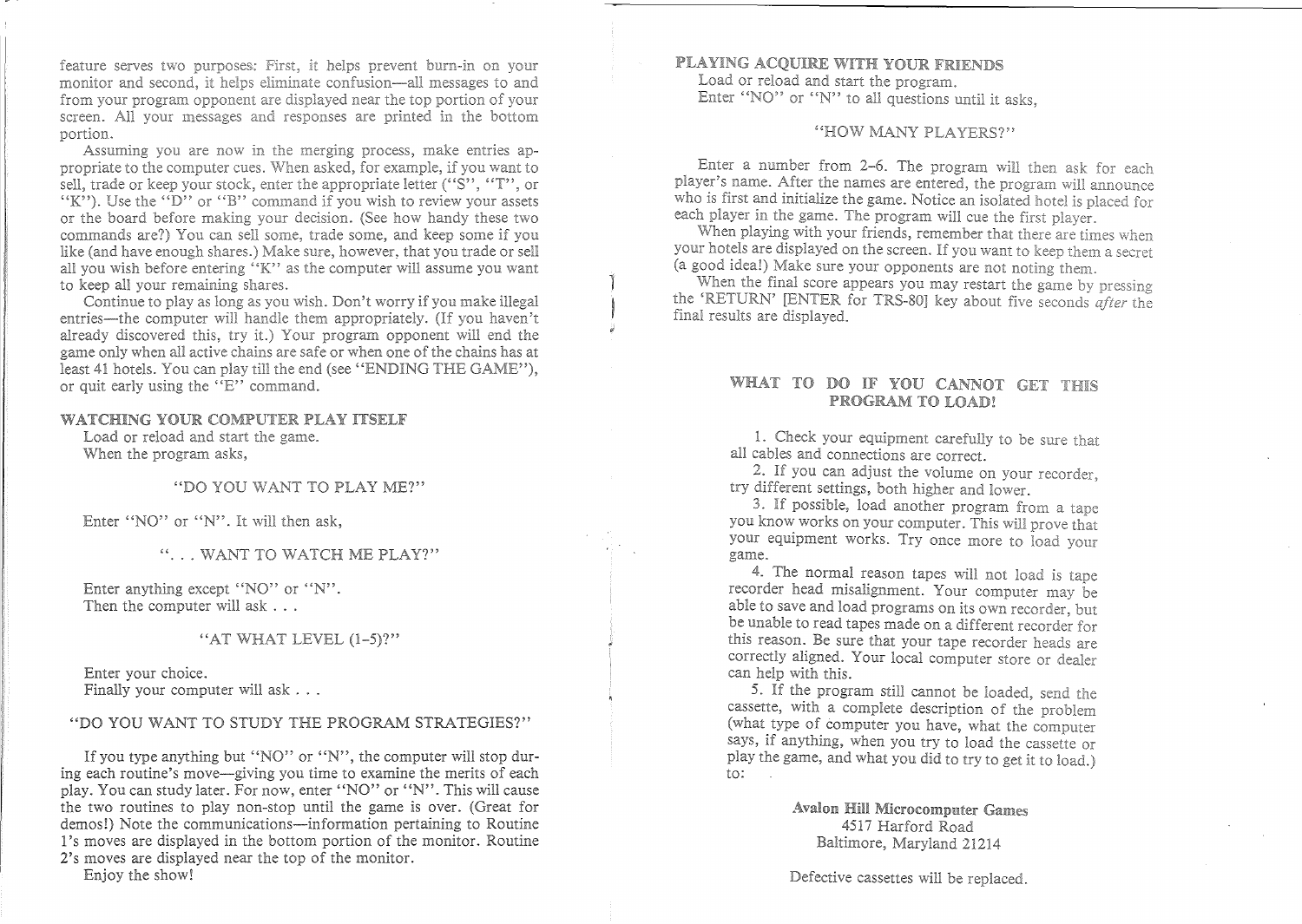feature serves two purposes: First, it helps prevent burn-in on your monitor and second, it helps eliminate confusion—all messages to and from your program opponent are displayed near the top portion of your screen. All your messages and responses are printed in the bottom portion.

Assuming you are now in the merging process, make entries appropriate to the computer cues. When asked, for example, if you want to sell, trade or keep your stock, enter the appropriate letter ("S", "T", or "K"). Use the "D" or "B" command if you wish to review your assets or the board before making your decision. (See how handy these two commands are?) You can sell some, trade some, and keep some if you like (and have enough shares.) Make sure, however, that you trade or sell all you wish before entering "K" as the computer will assume you want to keep all your remaining shares.

Continue to play as long as you wish. Don't worry if you make illegal entries—the computer will handle them appropriately. (If you haven't already discovered this, try it.) Your program opponent will end the game only when all active chains are safe or when one of the chains has at least 41 hotels. You can play till the end (see "ENDING THE GAME"), or quit early using the "E" command.

## WATCHING YOUR COMPUTER PLAY ITSELF

Load or reload and start the game.
When the program asks,

"DO YOU WANT TO PLAY ME?"

Enter "NO" or "N". It will then ask,

". . . WANT TO WATCH ME PLAY?"

Enter anything except "NO" or "N".
Then the computer will ask . . .

"AT WHAT LEVEL (1-5)?"

Enter your choice.
Finally your computer will ask . . .

"DO YOU WANT TO STUDY THE PROGRAM STRATEGIES?"

If you type anything but "NO" or "N", the computer will stop during each routine's move—giving you time to examine the merits of each play. You can study later. For now, enter "NO" or "N". This will cause the two routines to play non-stop until the game is over. (Great for demos!) Note the communications—information pertaining to Routine 1's moves are displayed in the bottom portion of the monitor. Routine 2's moves are displayed near the top of the monitor.

Enjoy the show!

## PLAYING ACQUIRE WITH YOUR FRIENDS

Load or reload and start the program.
Enter "NO" or "N" to all questions until it asks,

"HOW MANY PLAYERS?"

Enter a number from 2-6. The program will then ask for each player's name. After the names are entered, the program will announce who is first and initialize the game. Notice an isolated hotel is placed for each player in the game. The program will cue the first player.

When playing with your friends, remember that there are times when your hotels are displayed on the screen. If you want to keep them a secret (a good idea!) Make sure your opponents are not noting them.

When the final score appears you may restart the game by pressing the 'RETURN' [ENTER for TRS-80] key about five seconds *after* the final results are displayed.

## WHAT TO DO IF YOU CANNOT GET THIS PROGRAM TO LOAD!

1. Check your equipment carefully to be sure that all cables and connections are correct.
2. If you can adjust the volume on your recorder, try different settings, both higher and lower.
3. If possible, load another program from a tape you know works on your computer. This will prove that your equipment works. Try once more to load your game.
4. The normal reason tapes will not load is tape recorder head misalignment. Your computer may be able to save and load programs on its own recorder, but be unable to read tapes made on a different recorder for this reason. Be sure that your tape recorder heads are correctly aligned. Your local computer store or dealer can help with this.
5. If the program still cannot be loaded, send the cassette, with a complete description of the problem (what type of computer you have, what the computer says, if anything, when you try to load the cassette or play the game, and what you did to try to get it to load.) to:

**Avalon Hill Microcomputer Games**
4517 Harford Road
Baltimore, Maryland 21214

Defective cassettes will be replaced.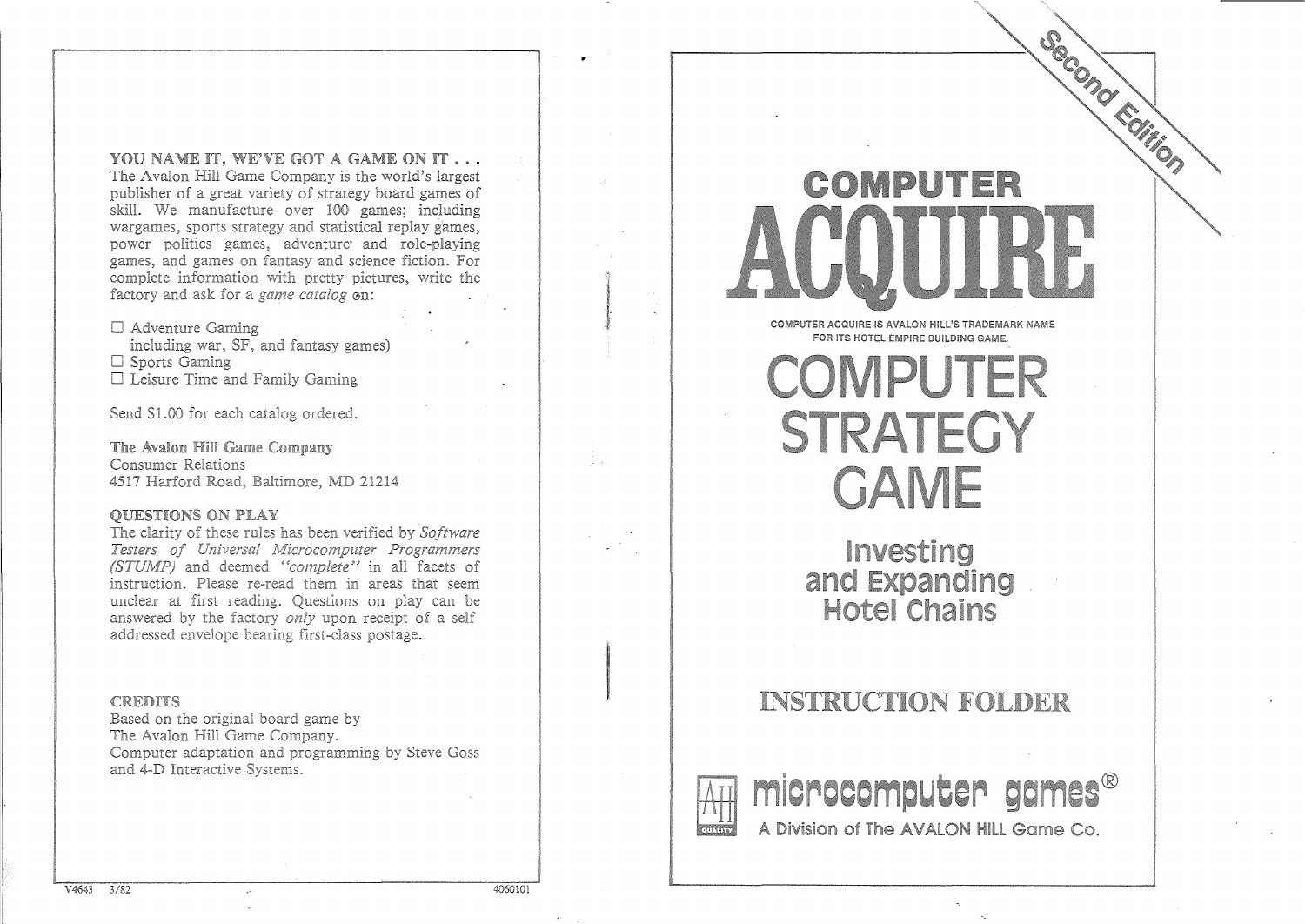**YOU NAME IT, WE'VE GOT A GAME ON IT . . .**
The Avalon Hill Game Company is the world's largest publisher of a great variety of strategy board games of skill. We manufacture over 100 games; including wargames, sports strategy and statistical replay games, power politics games, adventure and role-playing games, and games on fantasy and science fiction. For complete information with pretty pictures, write the factory and ask for a *game catalog* on:

- ☐ Adventure Gaming including war, SF, and fantasy games)
- ☐ Sports Gaming
- ☐ Leisure Time and Family Gaming

Send $1.00 for each catalog ordered.

**The Avalon Hill Game Company**
Consumer Relations
4517 Harford Road, Baltimore, MD 21214

**QUESTIONS ON PLAY**
The clarity of these rules has been verified by *Software Testers of Universal Microcomputer Programmers (STUMP)* and deemed *"complete"* in all facets of instruction. Please re-read them in areas that seem unclear at first reading. Questions on play can be answered by the factory *only* upon receipt of a self-addressed envelope bearing first-class postage.

**CREDITS**
Based on the original board game by
The Avalon Hill Game Company.
Computer adaptation and programming by Steve Goss and 4-D Interactive Systems.

V4643 3/82 4060101

Second Edition

# COMPUTER ACQUIRE

COMPUTER ACQUIRE IS AVALON HILL'S TRADEMARK NAME FOR ITS HOTEL EMPIRE BUILDING GAME.

# COMPUTER STRATEGY GAME

## Investing and Expanding Hotel Chains

## INSTRUCTION FOLDER

microcomputer games®
A Division of The AVALON HILL Game Co.